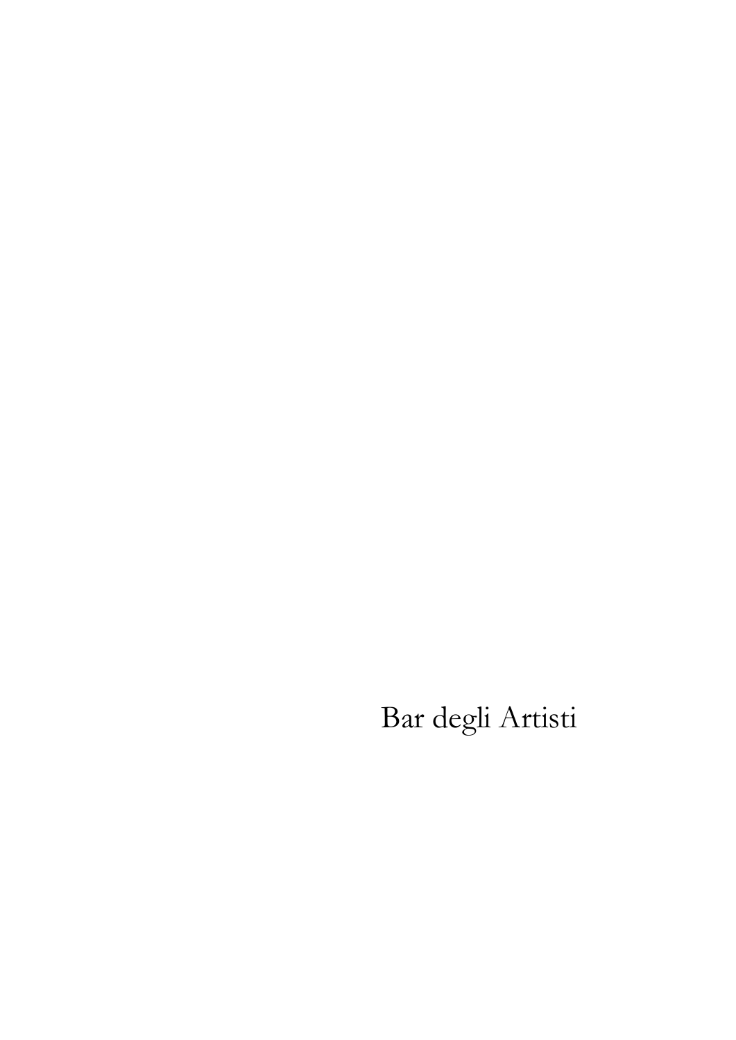# Bar degli Artisti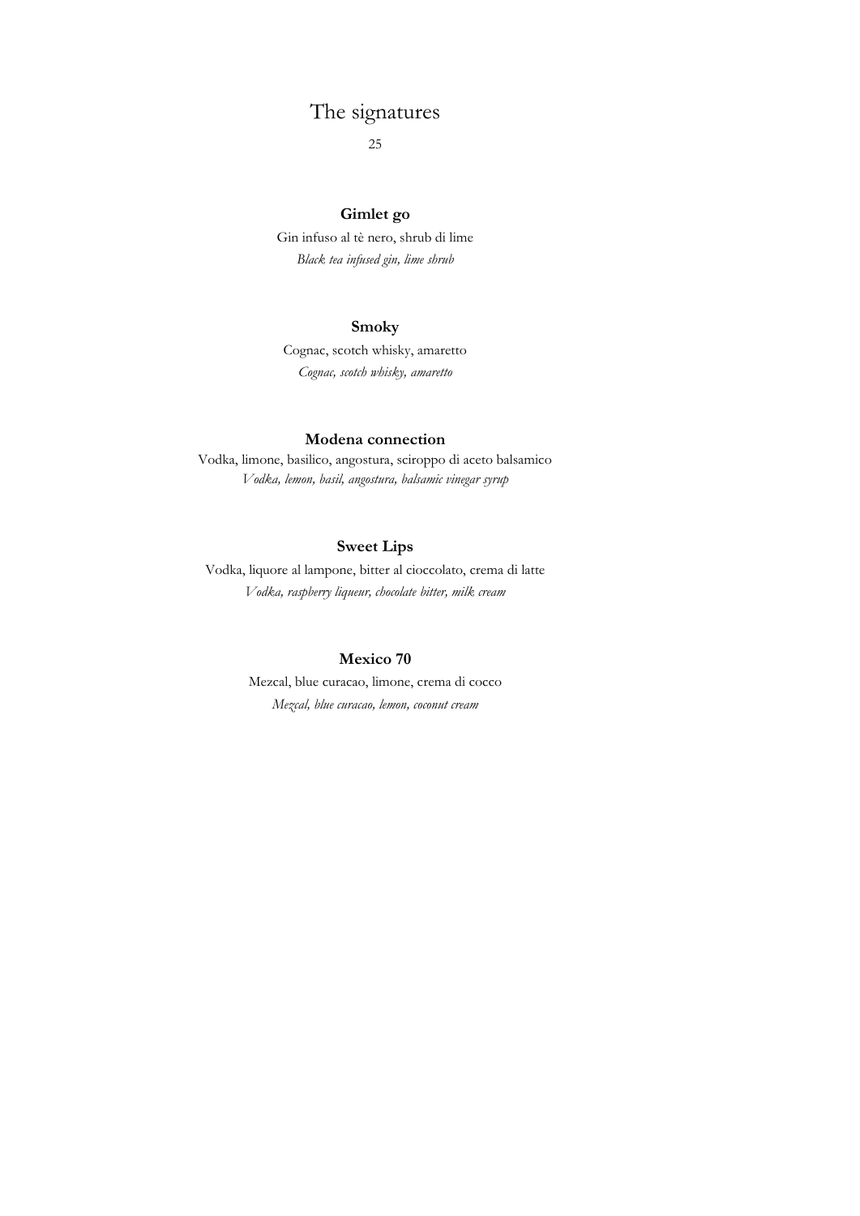# The signatures

25

**Gimlet go**

Gin infuso al tè nero, shrub di lime

*Black tea infused gin, lime shrub*

**Smoky**

Cognac, scotch whisky, amaretto

*Cognac, scotch whisky, amaretto*

**Modena connection**

Vodka, limone, basilico, angostura, sciroppo di aceto balsamico

*Vodka, lemon, basil, angostura, balsamic vinegar syrup*

**Sweet Lips**

Vodka, liquore al lampone, bitter al cioccolato, crema di latte

*Vodka, raspberry liqueur, chocolate bitter, milk cream*

**Mexico 70**

Mezcal, blue curacao, limone, crema di cocco

*Mezcal, blue curacao, lemon, coconut cream*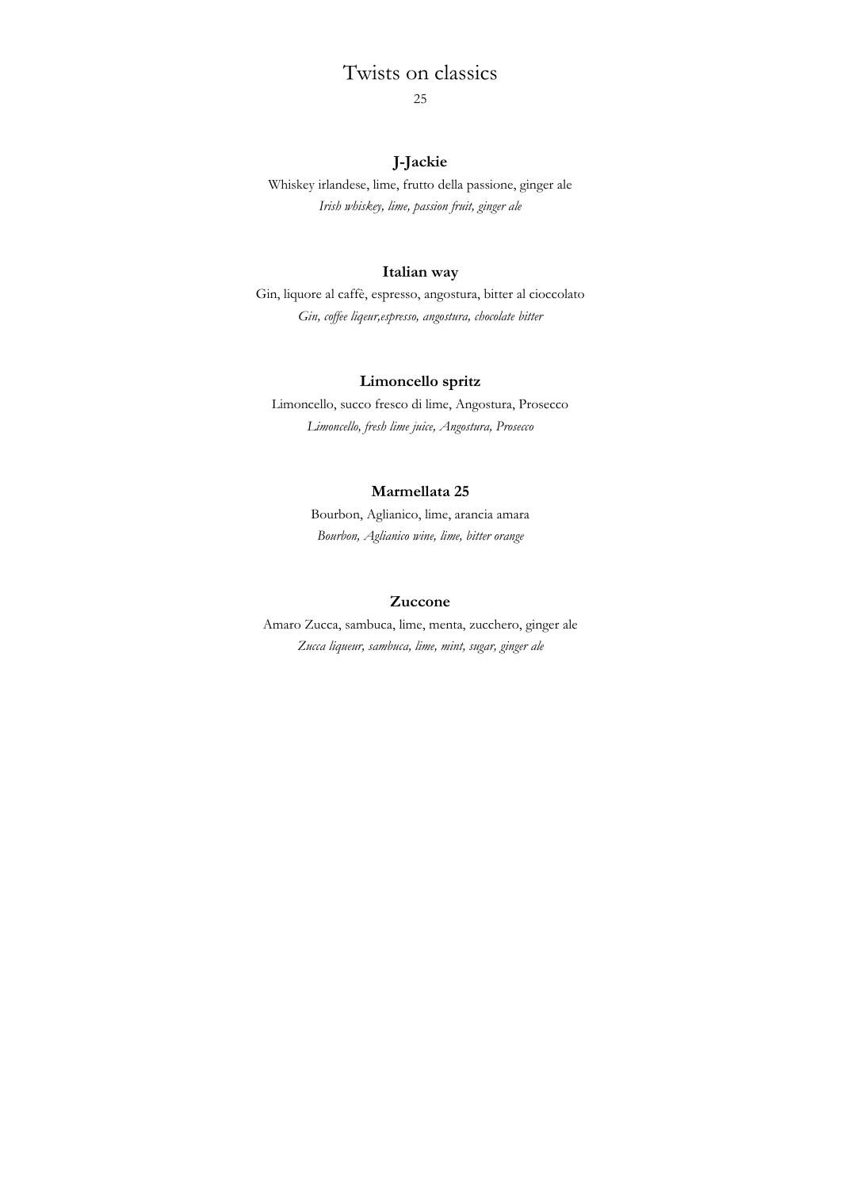# Twists on classics

25

### J-Jackie

Whiskey irlandese, lime, frutto della passione, ginger ale

*Irish whiskey, lime, passion fruit, ginger ale*

### Italian way

Gin, liquore al caffè, espresso, angostura, bitter al cioccolato

*Gin, coffee liqeur,espresso, angostura, chocolate bitter*

### Limoncello spritz

Limoncello, succo fresco di lime, Angostura, Prosecco

*Limoncello, fresh lime juice, Angostura, Prosecco*

### Marmellata 25

Bourbon, Aglianico, lime, arancia amara

*Bourbon, Aglianico wine, lime, bitter orange*

### Zuccone

Amaro Zucca, sambuca, lime, menta, zucchero, ginger ale

*Zucca liqueur, sambuca, lime, mint, sugar, ginger ale*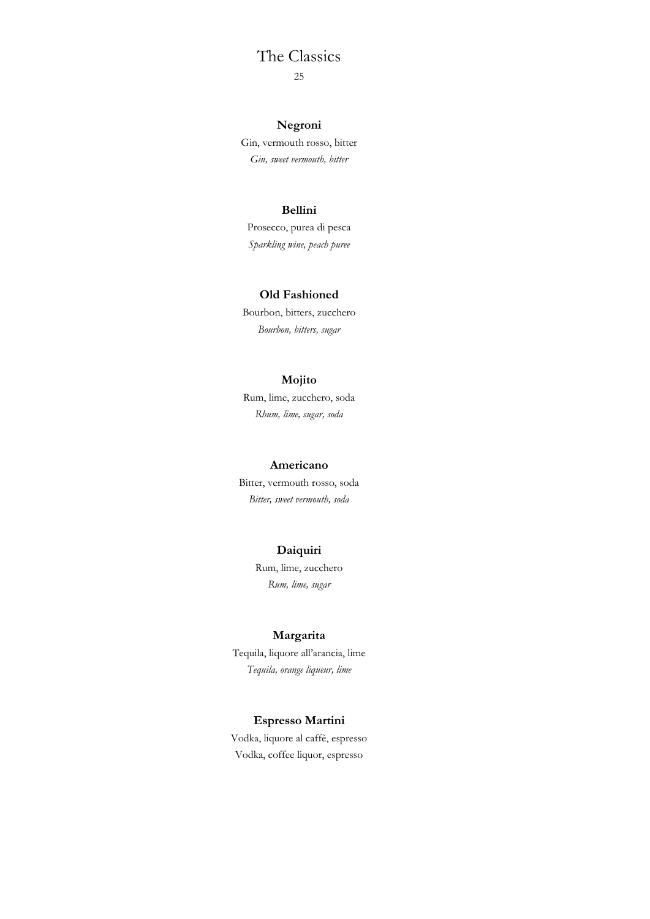# The Classics

25

**Negroni**

Gin, vermouth rosso, bitter

*Gin, sweet vermouth, bitter*

**Bellini**

Prosecco, purea di pesca

*Sparkling wine, peach puree*

**Old Fashioned**

Bourbon, bitters, zucchero

*Bourbon, bitters, sugar*

**Mojito**

Rum, lime, zucchero, soda

*Rhum, lime, sugar, soda*

**Americano**

Bitter, vermouth rosso, soda

*Bitter, sweet vermouth, soda*

**Daiquiri**

Rum, lime, zucchero

*Rum, lime, sugar*

**Margarita**

Tequila, liquore all'arancia, lime

*Tequila, orange liqueur, lime*

**Espresso Martini**

Vodka, liquore al caffè, espresso

Vodka, coffee liquor, espresso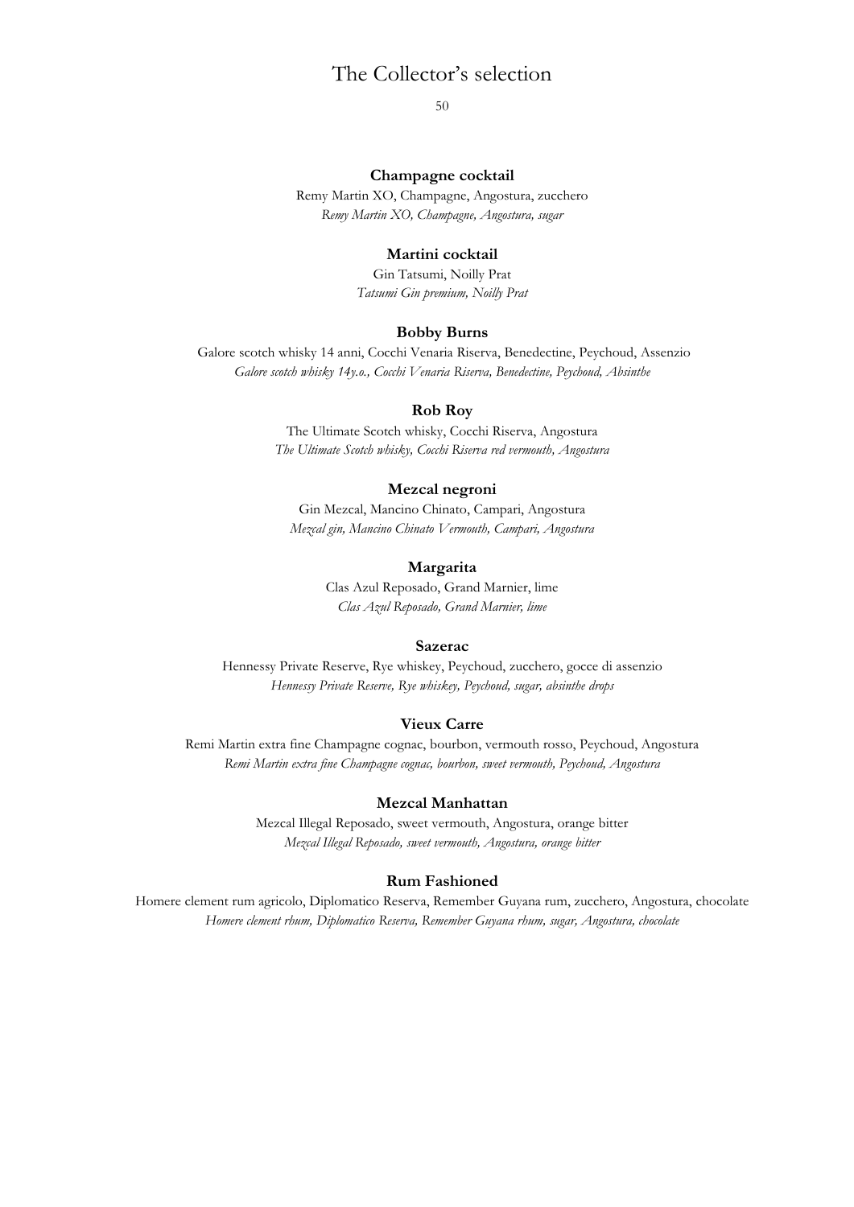# The Collector's selection

50

**Champagne cocktail**

Remy Martin XO, Champagne, Angostura, zucchero

*Remy Martin XO, Champagne, Angostura, sugar*

**Martini cocktail**

Gin Tatsumi, Noilly Prat

*Tatsumi Gin premium, Noilly Prat*

**Bobby Burns**

Galore scotch whisky 14 anni, Cocchi Venaria Riserva, Benedectine, Peychoud, Assenzio

*Galore scotch whisky 14y.o., Cocchi Venaria Riserva, Benedectine, Peychoud, Absinthe*

**Rob Roy**

The Ultimate Scotch whisky, Cocchi Riserva, Angostura

*The Ultimate Scotch whisky, Cocchi Riserva red vermouth, Angostura*

**Mezcal negroni**

Gin Mezcal, Mancino Chinato, Campari, Angostura

*Mezcal gin, Mancino Chinato Vermouth, Campari, Angostura*

**Margarita**

Clas Azul Reposado, Grand Marnier, lime

*Clas Azul Reposado, Grand Marnier, lime*

**Sazerac**

Hennessy Private Reserve, Rye whiskey, Peychoud, zucchero, gocce di assenzio

*Hennessy Private Reserve, Rye whiskey, Peychoud, sugar, absinthe drops*

**Vieux Carre**

Remi Martin extra fine Champagne cognac, bourbon, vermouth rosso, Peychoud, Angostura

*Remi Martin extra fine Champagne cognac, bourbon, sweet vermouth, Peychoud, Angostura*

**Mezcal Manhattan**

Mezcal Illegal Reposado, sweet vermouth, Angostura, orange bitter

*Mezcal Illegal Reposado, sweet vermouth, Angostura, orange bitter*

**Rum Fashioned**

Homere clement rum agricolo, Diplomatico Reserva, Remember Guyana rum, zucchero, Angostura, chocolate

*Homere clement rhum, Diplomatico Reserva, Remember Guyana rhum, sugar, Angostura, chocolate*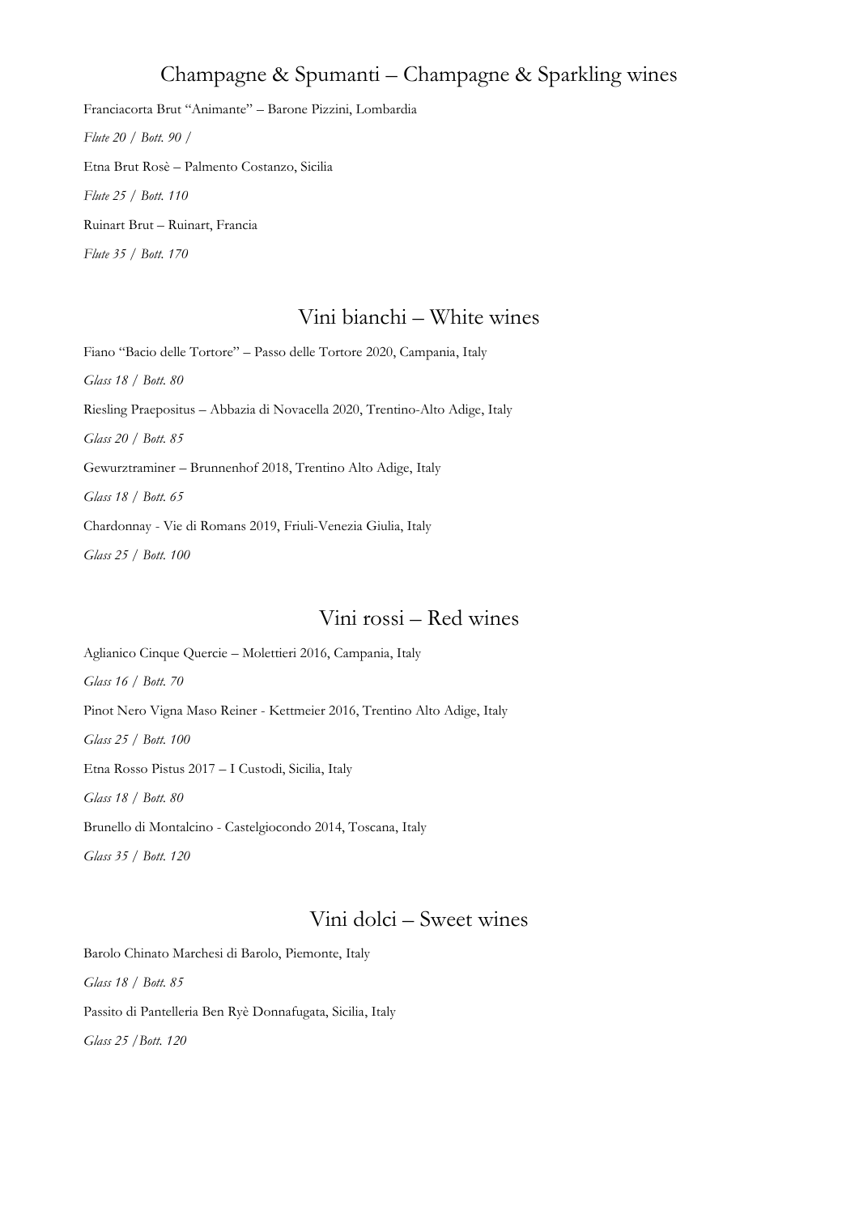## Champagne & Spumanti – Champagne & Sparkling wines

Franciacorta Brut "Animante" – Barone Pizzini, Lombardia

*Flute 20 / Bott. 90 /*

Etna Brut Rosè – Palmento Costanzo, Sicilia

*Flute 25 / Bott. 110*

Ruinart Brut – Ruinart, Francia

*Flute 35 / Bott. 170*

## Vini bianchi – White wines

Fiano "Bacio delle Tortore" – Passo delle Tortore 2020, Campania, Italy

*Glass 18 / Bott. 80*

Riesling Praepositus – Abbazia di Novacella 2020, Trentino-Alto Adige, Italy

*Glass 20 / Bott. 85*

Gewurztraminer – Brunnenhof 2018, Trentino Alto Adige, Italy

*Glass 18 / Bott. 65*

Chardonnay - Vie di Romans 2019, Friuli-Venezia Giulia, Italy

*Glass 25 / Bott. 100*

## Vini rossi – Red wines

Aglianico Cinque Quercie – Molettieri 2016, Campania, Italy

*Glass 16 / Bott. 70*

Pinot Nero Vigna Maso Reiner - Kettmeier 2016, Trentino Alto Adige, Italy

*Glass 25 / Bott. 100*

Etna Rosso Pistus 2017 – I Custodi, Sicilia, Italy

*Glass 18 / Bott. 80*

Brunello di Montalcino - Castelgiocondo 2014, Toscana, Italy

*Glass 35 / Bott. 120*

## Vini dolci – Sweet wines

Barolo Chinato Marchesi di Barolo, Piemonte, Italy

*Glass 18 / Bott. 85*

Passito di Pantelleria Ben Ryè Donnafugata, Sicilia, Italy

*Glass 25 /Bott. 120*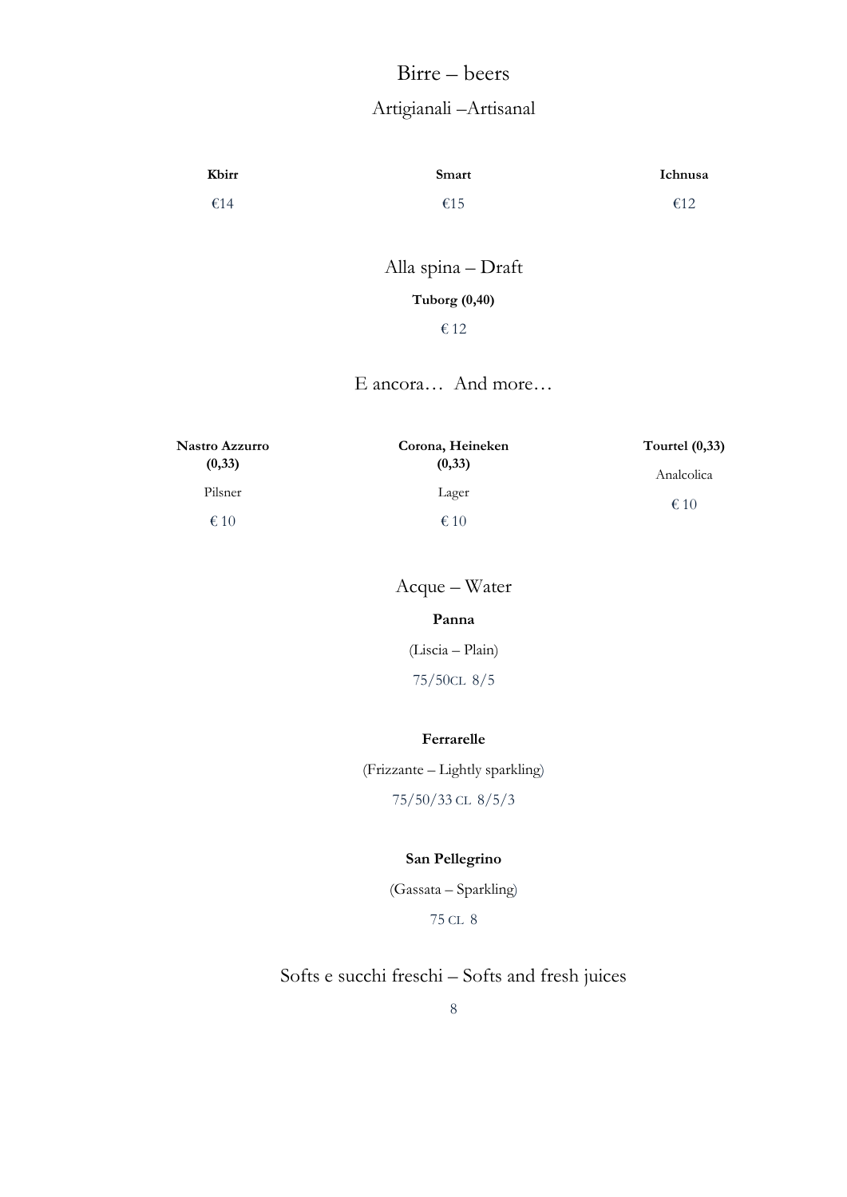# Birre – beers

## Artigianali –Artisanal

| **Kbirr** | **Smart** | **Ichnusa** |
|---|---|---|
| €14 | €15 | €12 |

## Alla spina – Draft

**Tuborg (0,40)**

€ 12

## E ancora… And more…

| **Nastro Azzurro (0,33)** | **Corona, Heineken (0,33)** | **Tourtel (0,33)** |
|---|---|---|
| Pilsner | Lager | Analcolica |
| € 10 | € 10 | € 10 |

## Acque – Water

**Panna**

(Liscia – Plain)

75/50CL 8/5

**Ferrarelle**

(Frizzante – Lightly sparkling)

75/50/33 CL 8/5/3

**San Pellegrino**

(Gassata – Sparkling)

75 CL 8

## Softs e succhi freschi – Softs and fresh juices

8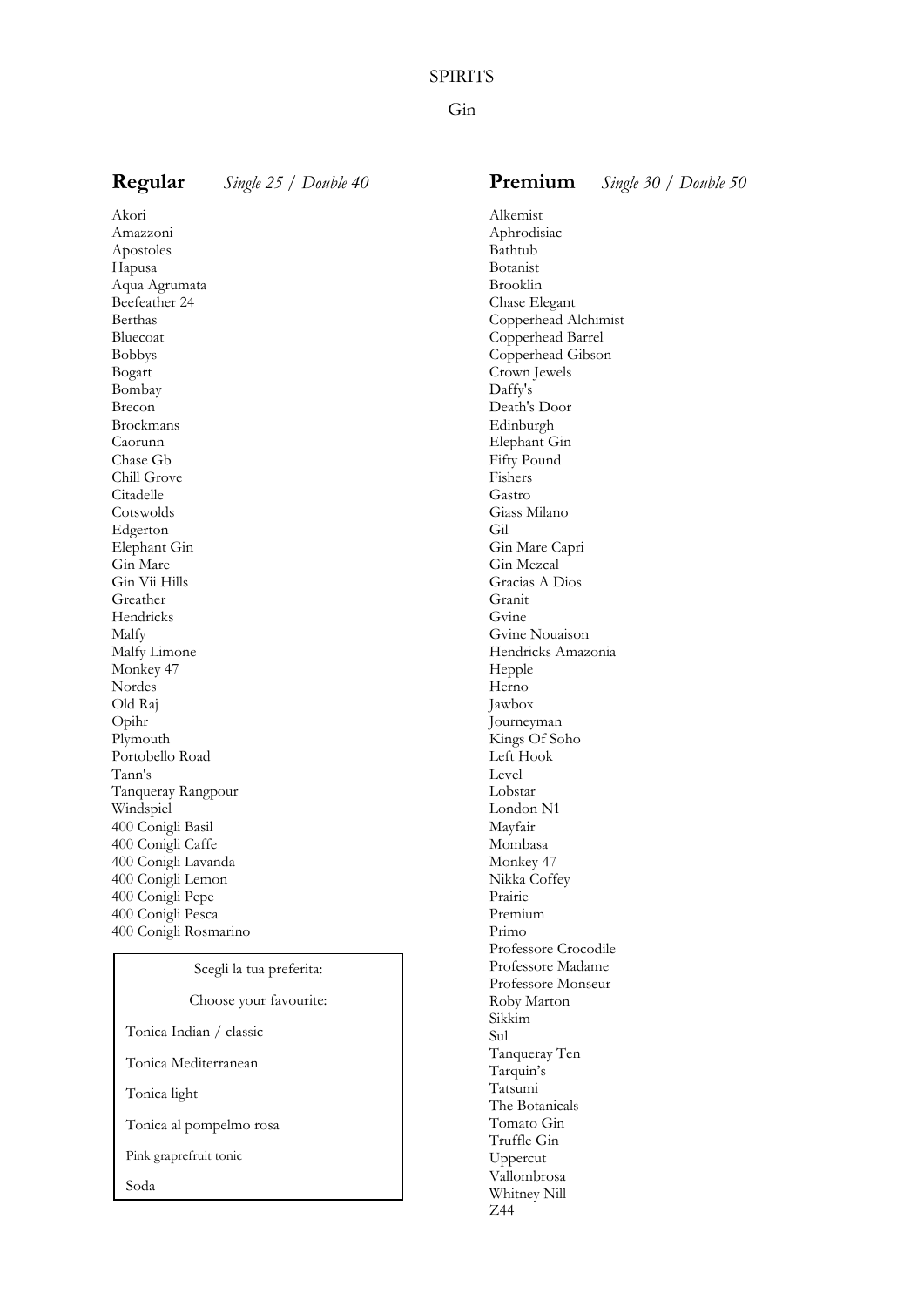# SPIRITS

## Gin

### **Regular** *Single 25 / Double 40*

Akori
Amazzoni
Apostoles
Hapusa
Aqua Agrumata
Beefeather 24
Berthas
Bluecoat
Bobbys
Bogart
Bombay
Brecon
Brockmans
Caorunn
Chase Gb
Chill Grove
Citadelle
Cotswolds
Edgerton
Elephant Gin
Gin Mare
Gin Vii Hills
Greather
Hendricks
Malfy
Malfy Limone
Monkey 47
Nordes
Old Raj
Opihr
Plymouth
Portobello Road
Tann's
Tanqueray Rangpour
Windspiel
400 Conigli Basil
400 Conigli Caffe
400 Conigli Lavanda
400 Conigli Lemon
400 Conigli Pepe
400 Conigli Pesca
400 Conigli Rosmarino

Scegli la tua preferita:

Choose your favourite:

Tonica Indian / classic

Tonica Mediterranean

Tonica light

Tonica al pompelmo rosa

Pink graprefruit tonic

Soda

### **Premium** *Single 30 / Double 50*

Alkemist
Aphrodisiac
Bathtub
Botanist
Brooklin
Chase Elegant
Copperhead Alchimist
Copperhead Barrel
Copperhead Gibson
Crown Jewels
Daffy's
Death's Door
Edinburgh
Elephant Gin
Fifty Pound
Fishers
Gastro
Giass Milano
Gil
Gin Mare Capri
Gin Mezcal
Gracias A Dios
Granit
Gvine
Gvine Nouaison
Hendricks Amazonia
Hepple
Herno
Jawbox
Journeyman
Kings Of Soho
Left Hook
Level
Lobstar
London N1
Mayfair
Mombasa
Monkey 47
Nikka Coffey
Prairie
Premium
Primo
Professore Crocodile
Professore Madame
Professore Monseur
Roby Marton
Sikkim
Sul
Tanqueray Ten
Tarquin's
Tatsumi
The Botanicals
Tomato Gin
Truffle Gin
Uppercut
Vallombrosa
Whitney Nill
Z44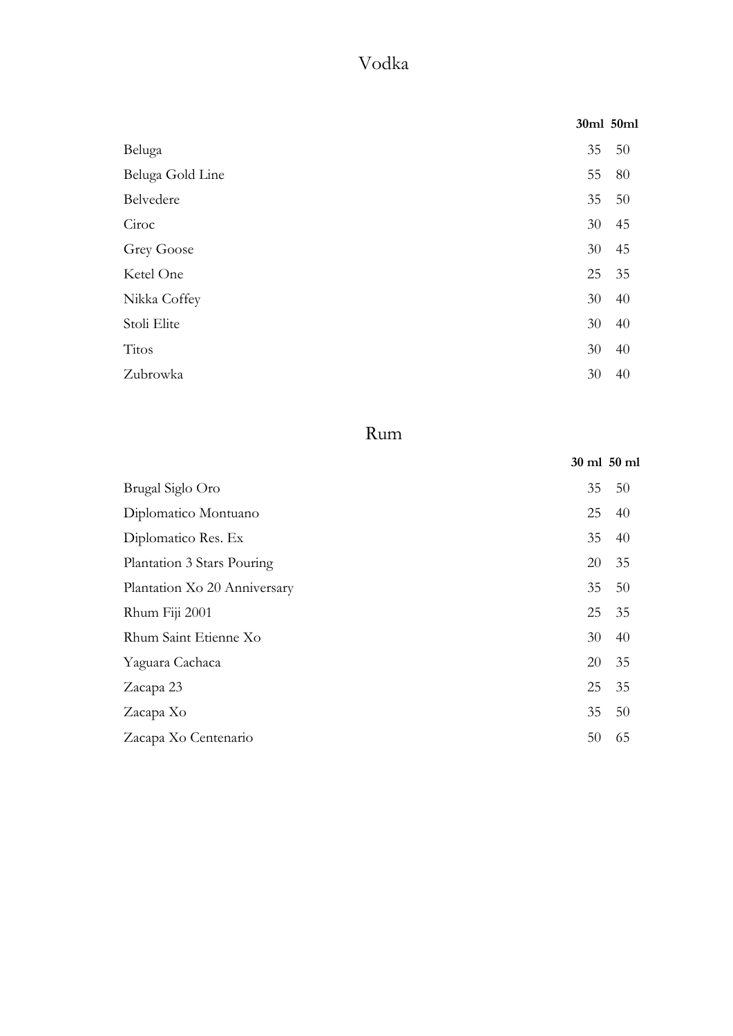# Vodka

| | 30ml | 50ml |
|---|---|---|
| Beluga | 35 | 50 |
| Beluga Gold Line | 55 | 80 |
| Belvedere | 35 | 50 |
| Ciroc | 30 | 45 |
| Grey Goose | 30 | 45 |
| Ketel One | 25 | 35 |
| Nikka Coffey | 30 | 40 |
| Stoli Elite | 30 | 40 |
| Titos | 30 | 40 |
| Zubrowka | 30 | 40 |

# Rum

| | 30 ml | 50 ml |
|---|---|---|
| Brugal Siglo Oro | 35 | 50 |
| Diplomatico Montuano | 25 | 40 |
| Diplomatico Res. Ex | 35 | 40 |
| Plantation 3 Stars Pouring | 20 | 35 |
| Plantation Xo 20 Anniversary | 35 | 50 |
| Rhum Fiji 2001 | 25 | 35 |
| Rhum Saint Etienne Xo | 30 | 40 |
| Yaguara Cachaca | 20 | 35 |
| Zacapa 23 | 25 | 35 |
| Zacapa Xo | 35 | 50 |
| Zacapa Xo Centenario | 50 | 65 |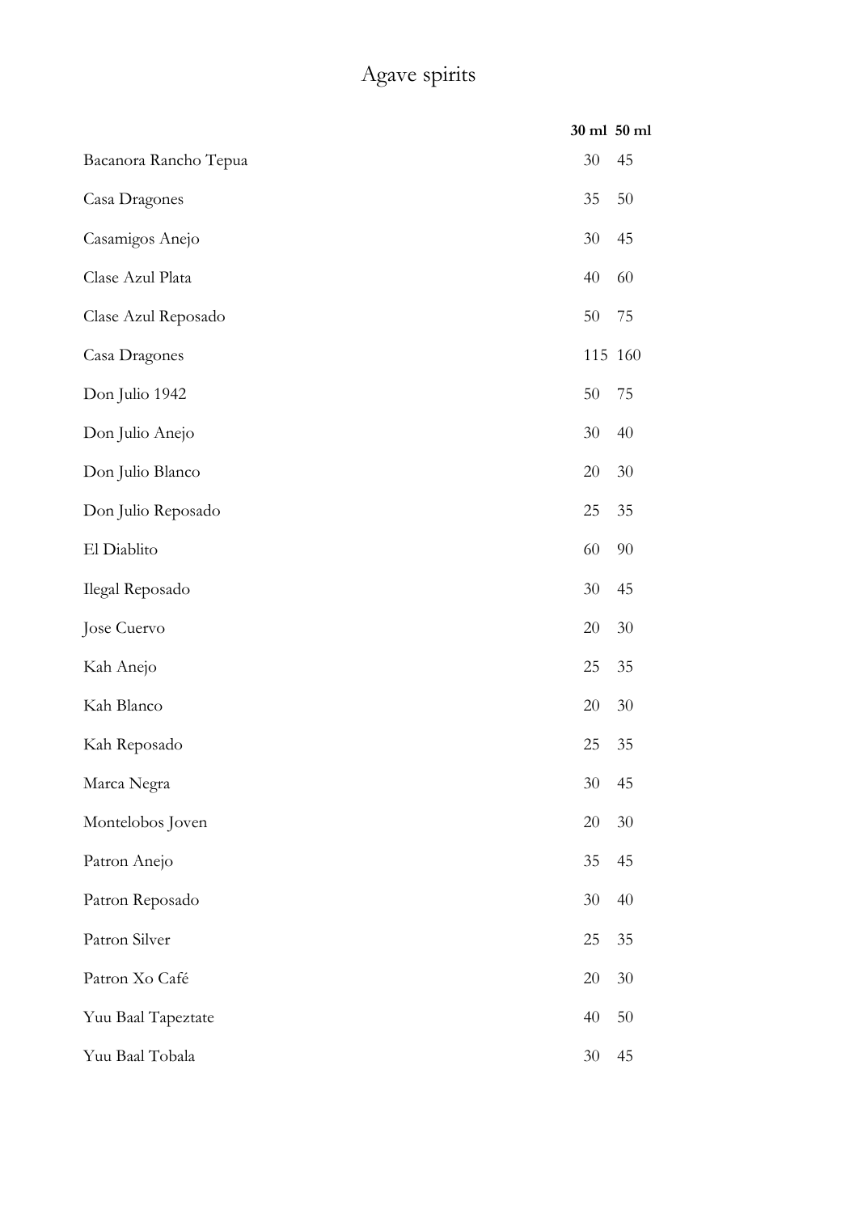# Agave spirits

| | 30 ml | 50 ml |
|---|---|---|
| Bacanora Rancho Tepua | 30 | 45 |
| Casa Dragones | 35 | 50 |
| Casamigos Anejo | 30 | 45 |
| Clase Azul Plata | 40 | 60 |
| Clase Azul Reposado | 50 | 75 |
| Casa Dragones | 115 | 160 |
| Don Julio 1942 | 50 | 75 |
| Don Julio Anejo | 30 | 40 |
| Don Julio Blanco | 20 | 30 |
| Don Julio Reposado | 25 | 35 |
| El Diablito | 60 | 90 |
| Ilegal Reposado | 30 | 45 |
| Jose Cuervo | 20 | 30 |
| Kah Anejo | 25 | 35 |
| Kah Blanco | 20 | 30 |
| Kah Reposado | 25 | 35 |
| Marca Negra | 30 | 45 |
| Montelobos Joven | 20 | 30 |
| Patron Anejo | 35 | 45 |
| Patron Reposado | 30 | 40 |
| Patron Silver | 25 | 35 |
| Patron Xo Café | 20 | 30 |
| Yuu Baal Tapeztate | 40 | 50 |
| Yuu Baal Tobala | 30 | 45 |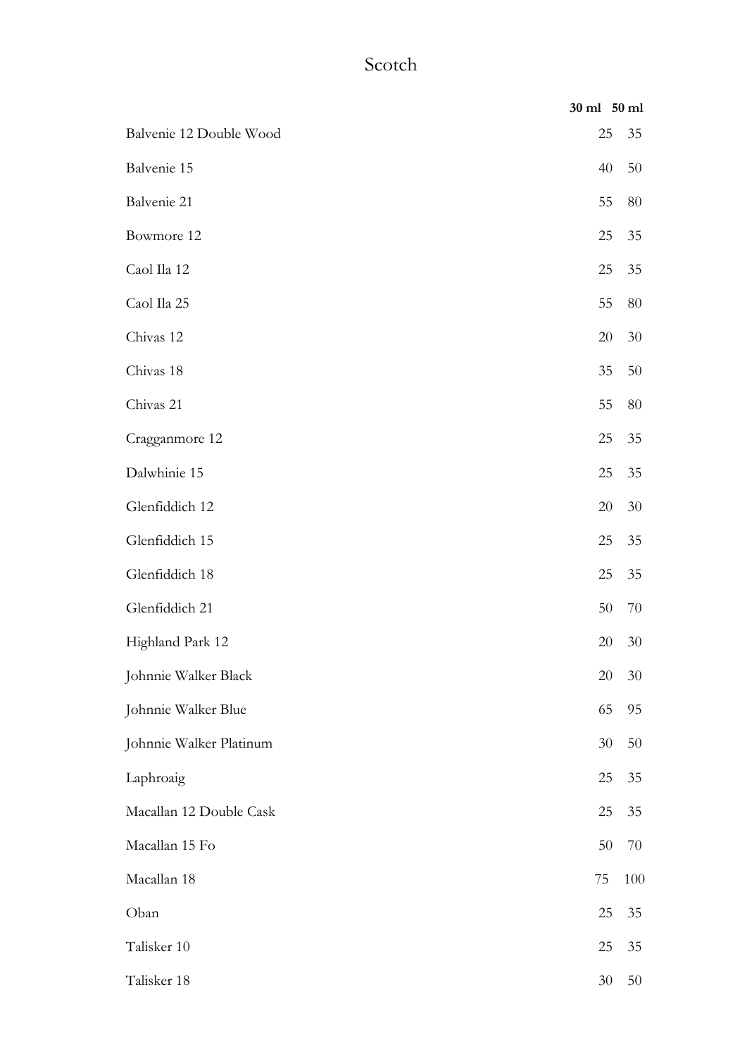# Scotch

| | 30 ml | 50 ml |
|---|---|---|
| Balvenie 12 Double Wood | 25 | 35 |
| Balvenie 15 | 40 | 50 |
| Balvenie 21 | 55 | 80 |
| Bowmore 12 | 25 | 35 |
| Caol Ila 12 | 25 | 35 |
| Caol Ila 25 | 55 | 80 |
| Chivas 12 | 20 | 30 |
| Chivas 18 | 35 | 50 |
| Chivas 21 | 55 | 80 |
| Cragganmore 12 | 25 | 35 |
| Dalwhinie 15 | 25 | 35 |
| Glenfiddich 12 | 20 | 30 |
| Glenfiddich 15 | 25 | 35 |
| Glenfiddich 18 | 25 | 35 |
| Glenfiddich 21 | 50 | 70 |
| Highland Park 12 | 20 | 30 |
| Johnnie Walker Black | 20 | 30 |
| Johnnie Walker Blue | 65 | 95 |
| Johnnie Walker Platinum | 30 | 50 |
| Laphroaig | 25 | 35 |
| Macallan 12 Double Cask | 25 | 35 |
| Macallan 15 Fo | 50 | 70 |
| Macallan 18 | 75 | 100 |
| Oban | 25 | 35 |
| Talisker 10 | 25 | 35 |
| Talisker 18 | 30 | 50 |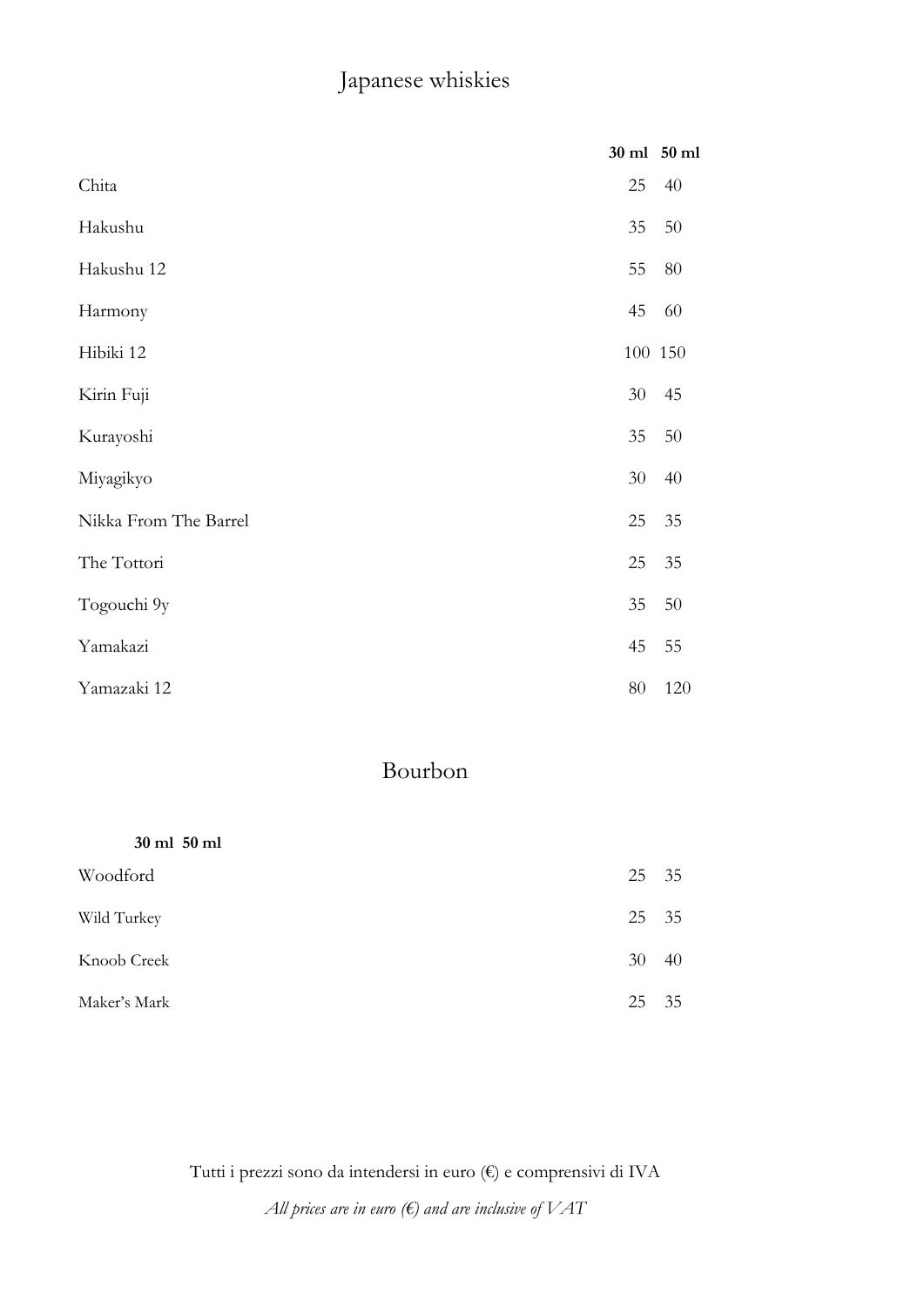# Japanese whiskies

| | 30 ml | 50 ml |
|---|---|---|
| Chita | 25 | 40 |
| Hakushu | 35 | 50 |
| Hakushu 12 | 55 | 80 |
| Harmony | 45 | 60 |
| Hibiki 12 | 100 | 150 |
| Kirin Fuji | 30 | 45 |
| Kurayoshi | 35 | 50 |
| Miyagikyo | 30 | 40 |
| Nikka From The Barrel | 25 | 35 |
| The Tottori | 25 | 35 |
| Togouchi 9y | 35 | 50 |
| Yamakazi | 45 | 55 |
| Yamazaki 12 | 80 | 120 |

# Bourbon

| | 30 ml | 50 ml |
|---|---|---|
| Woodford | 25 | 35 |
| Wild Turkey | 25 | 35 |
| Knoob Creek | 30 | 40 |
| Maker's Mark | 25 | 35 |

Tutti i prezzi sono da intendersi in euro (€) e comprensivi di IVA

*All prices are in euro (€) and are inclusive of VAT*